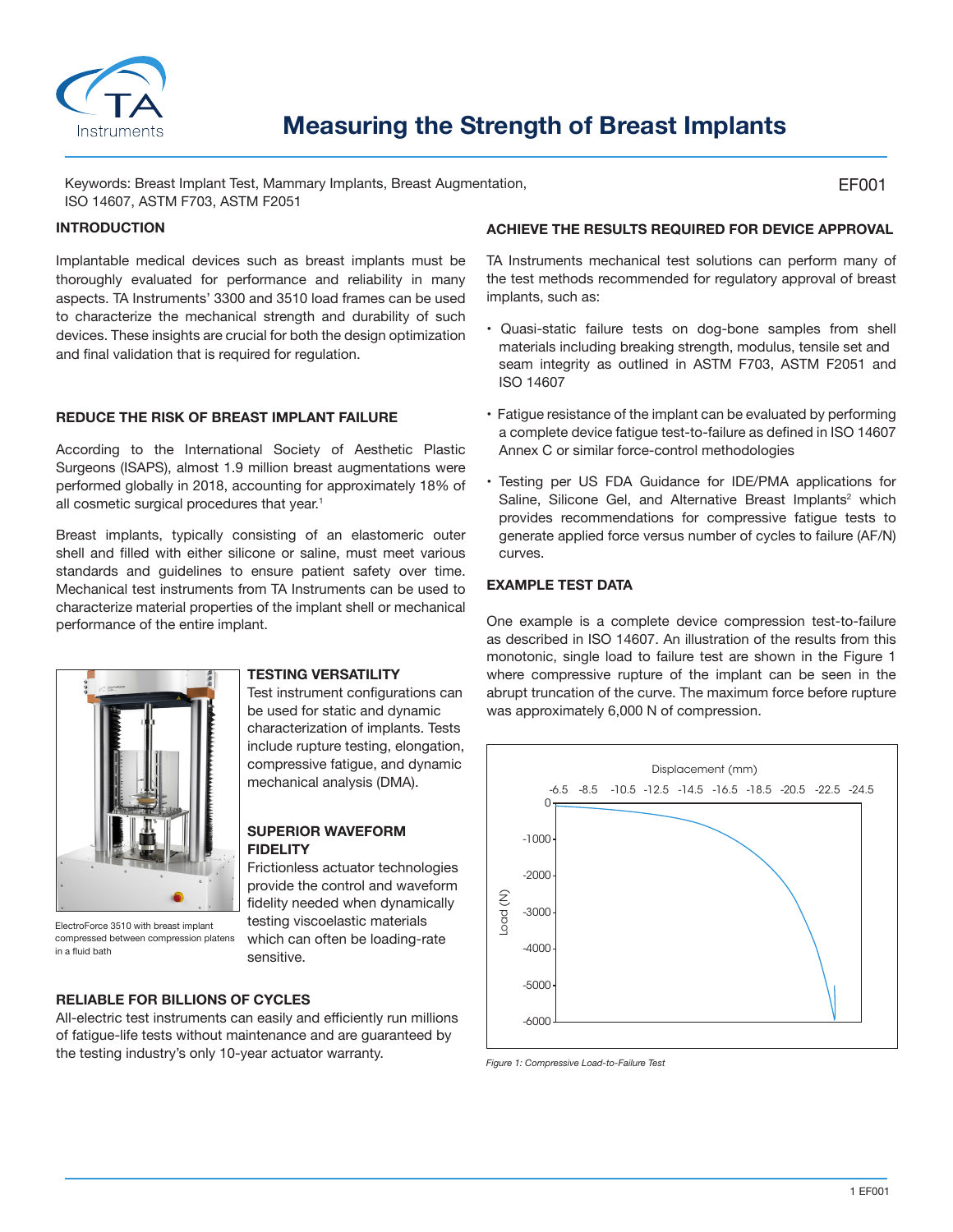# Measuring the Strength of Breast Implants

Keywords: Breast Implant Test, Mammary Implants, Breast Augmentation, ISO 14607, ASTM F703, ASTM F2051

EF001

## INTRODUCTION

Implantable medical devices such as breast implants must be thoroughly evaluated for performance and reliability in many aspects. TA Instruments' 3300 and 3510 load frames can be used to characterize the mechanical strength and durability of such devices. These insights are crucial for both the design optimization and final validation that is required for regulation.

## REDUCE THE RISK OF BREAST IMPLANT FAILURE

According to the International Society of Aesthetic Plastic Surgeons (ISAPS), almost 1.9 million breast augmentations were performed globally in 2018, accounting for approximately 18% of all cosmetic surgical procedures that year.[1]

Breast implants, typically consisting of an elastomeric outer shell and filled with either silicone or saline, must meet various standards and guidelines to ensure patient safety over time. Mechanical test instruments from TA Instruments can be used to characterize material properties of the implant shell or mechanical performance of the entire implant.

ElectroForce 3510 with breast implant compressed between compression platens in a fluid bath

### TESTING VERSATILITY

Test instrument configurations can be used for static and dynamic characterization of implants. Tests include rupture testing, elongation, compressive fatigue, and dynamic mechanical analysis (DMA).

### SUPERIOR WAVEFORM FIDELITY

Frictionless actuator technologies provide the control and waveform fidelity needed when dynamically testing viscoelastic materials which can often be loading-rate sensitive.

### RELIABLE FOR BILLIONS OF CYCLES

All-electric test instruments can easily and efficiently run millions of fatigue-life tests without maintenance and are guaranteed by the testing industry's only 10-year actuator warranty.

## ACHIEVE THE RESULTS REQUIRED FOR DEVICE APPROVAL

TA Instruments mechanical test solutions can perform many of the test methods recommended for regulatory approval of breast implants, such as:

- Quasi-static failure tests on dog-bone samples from shell materials including breaking strength, modulus, tensile set and seam integrity as outlined in ASTM F703, ASTM F2051 and ISO 14607
- Fatigue resistance of the implant can be evaluated by performing a complete device fatigue test-to-failure as defined in ISO 14607 Annex C or similar force-control methodologies
- Testing per US FDA Guidance for IDE/PMA applications for Saline, Silicone Gel, and Alternative Breast Implants[2] which provides recommendations for compressive fatigue tests to generate applied force versus number of cycles to failure (AF/N) curves.

## EXAMPLE TEST DATA

One example is a complete device compression test-to-failure as described in ISO 14607. An illustration of the results from this monotonic, single load to failure test are shown in the Figure 1 where compressive rupture of the implant can be seen in the abrupt truncation of the curve. The maximum force before rupture was approximately 6,000 N of compression.

*Figure 1: Compressive Load-to-Failure Test*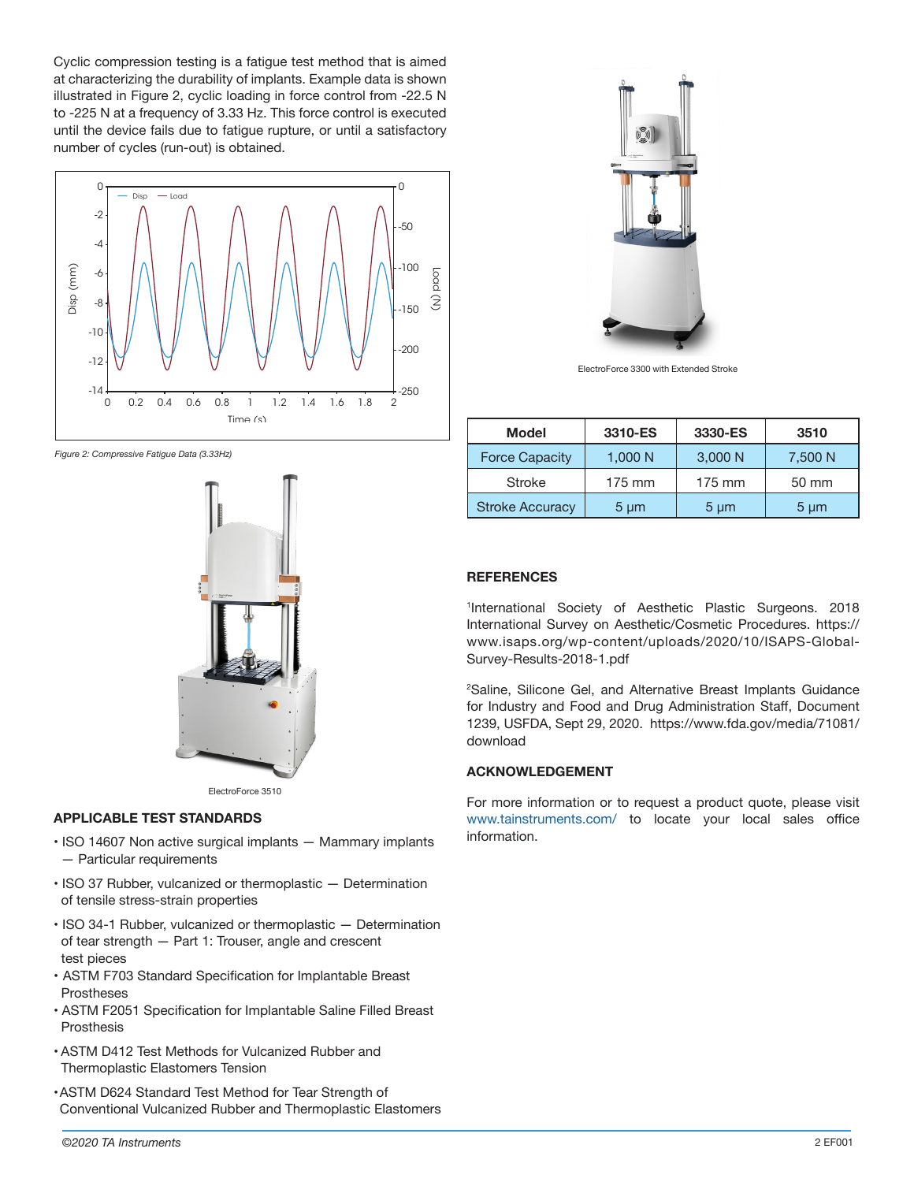Cyclic compression testing is a fatigue test method that is aimed at characterizing the durability of implants. Example data is shown illustrated in Figure 2, cyclic loading in force control from -22.5 N to -225 N at a frequency of 3.33 Hz. This force control is executed until the device fails due to fatigue rupture, or until a satisfactory number of cycles (run-out) is obtained.

Disp — Load

Disp (mm)

0
-2
-4
-6
-8
-10
-12
-14

Load (N)

0
-50
-100
-150
-200
-250

Time (s)

0 0.2 0.4 0.6 0.8 1 1.2 1.4 1.6 1.8 2

*Figure 2: Compressive Fatigue Data (3.33Hz)*

ElectroForce 3510

## APPLICABLE TEST STANDARDS

- ISO 14607 Non active surgical implants — Mammary implants — Particular requirements
- ISO 37 Rubber, vulcanized or thermoplastic — Determination of tensile stress-strain properties
- ISO 34-1 Rubber, vulcanized or thermoplastic — Determination of tear strength — Part 1: Trouser, angle and crescent test pieces
- ASTM F703 Standard Specification for Implantable Breast Prostheses
- ASTM F2051 Specification for Implantable Saline Filled Breast Prosthesis
- ASTM D412 Test Methods for Vulcanized Rubber and Thermoplastic Elastomers Tension
- ASTM D624 Standard Test Method for Tear Strength of Conventional Vulcanized Rubber and Thermoplastic Elastomers

ElectroForce 3300 with Extended Stroke

| Model | 3310-ES | 3330-ES | 3510 |
|---|---|---|---|
| Force Capacity | 1,000 N | 3,000 N | 7,500 N |
| Stroke | 175 mm | 175 mm | 50 mm |
| Stroke Accuracy | 5 µm | 5 µm | 5 µm |

## REFERENCES

[1]International Society of Aesthetic Plastic Surgeons. 2018 International Survey on Aesthetic/Cosmetic Procedures. https://www.isaps.org/wp-content/uploads/2020/10/ISAPS-Global-Survey-Results-2018-1.pdf

[2]Saline, Silicone Gel, and Alternative Breast Implants Guidance for Industry and Food and Drug Administration Staff, Document 1239, USFDA, Sept 29, 2020. https://www.fda.gov/media/71081/download

## ACKNOWLEDGEMENT

For more information or to request a product quote, please visit www.tainstruments.com/ to locate your local sales office information.

*©2020 TA Instruments*

EF001